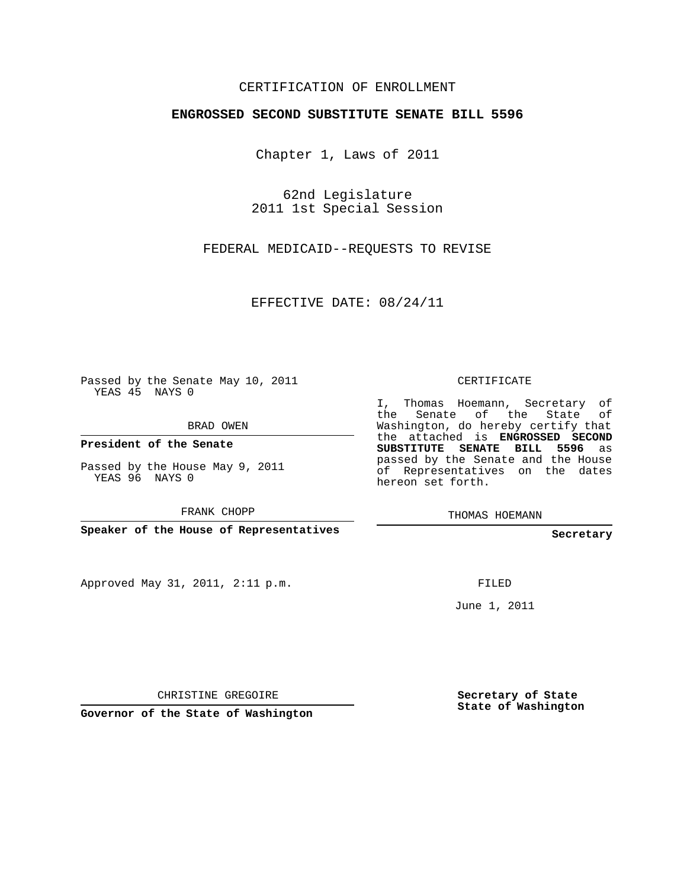CERTIFICATION OF ENROLLMENT

**ENGROSSED SECOND SUBSTITUTE SENATE BILL 5596**

Chapter 1, Laws of 2011

62nd Legislature
2011 1st Special Session

FEDERAL MEDICAID--REQUESTS TO REVISE

EFFECTIVE DATE: 08/24/11

Passed by the Senate May 10, 2011
YEAS 45 NAYS 0

BRAD OWEN

**President of the Senate**

Passed by the House May 9, 2011
YEAS 96 NAYS 0

FRANK CHOPP

**Speaker of the House of Representatives**

Approved May 31, 2011, 2:11 p.m.

CHRISTINE GREGOIRE

**Governor of the State of Washington**

CERTIFICATE

I, Thomas Hoemann, Secretary of the Senate of the State of Washington, do hereby certify that the attached is **ENGROSSED SECOND SUBSTITUTE SENATE BILL 5596** as passed by the Senate and the House of Representatives on the dates hereon set forth.

THOMAS HOEMANN

**Secretary**

FILED

June 1, 2011

**Secretary of State**
**State of Washington**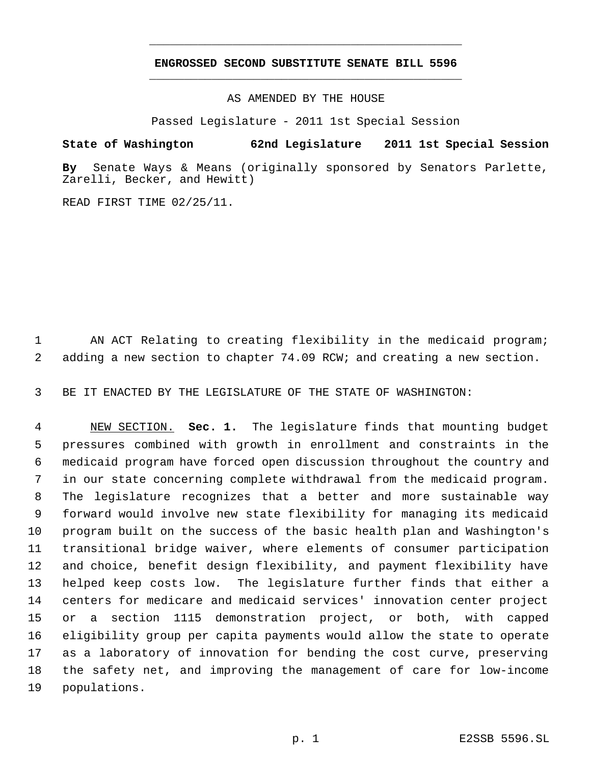## ENGROSSED SECOND SUBSTITUTE SENATE BILL 5596

AS AMENDED BY THE HOUSE

Passed Legislature - 2011 1st Special Session

**State of Washington 62nd Legislature 2011 1st Special Session**

**By** Senate Ways & Means (originally sponsored by Senators Parlette, Zarelli, Becker, and Hewitt)

READ FIRST TIME 02/25/11.

1 AN ACT Relating to creating flexibility in the medicaid program;
2 adding a new section to chapter 74.09 RCW; and creating a new section.

3 BE IT ENACTED BY THE LEGISLATURE OF THE STATE OF WASHINGTON:

4 NEW SECTION. **Sec. 1.** The legislature finds that mounting budget
5 pressures combined with growth in enrollment and constraints in the
6 medicaid program have forced open discussion throughout the country and
7 in our state concerning complete withdrawal from the medicaid program.
8 The legislature recognizes that a better and more sustainable way
9 forward would involve new state flexibility for managing its medicaid
10 program built on the success of the basic health plan and Washington's
11 transitional bridge waiver, where elements of consumer participation
12 and choice, benefit design flexibility, and payment flexibility have
13 helped keep costs low. The legislature further finds that either a
14 centers for medicare and medicaid services' innovation center project
15 or a section 1115 demonstration project, or both, with capped
16 eligibility group per capita payments would allow the state to operate
17 as a laboratory of innovation for bending the cost curve, preserving
18 the safety net, and improving the management of care for low-income
19 populations.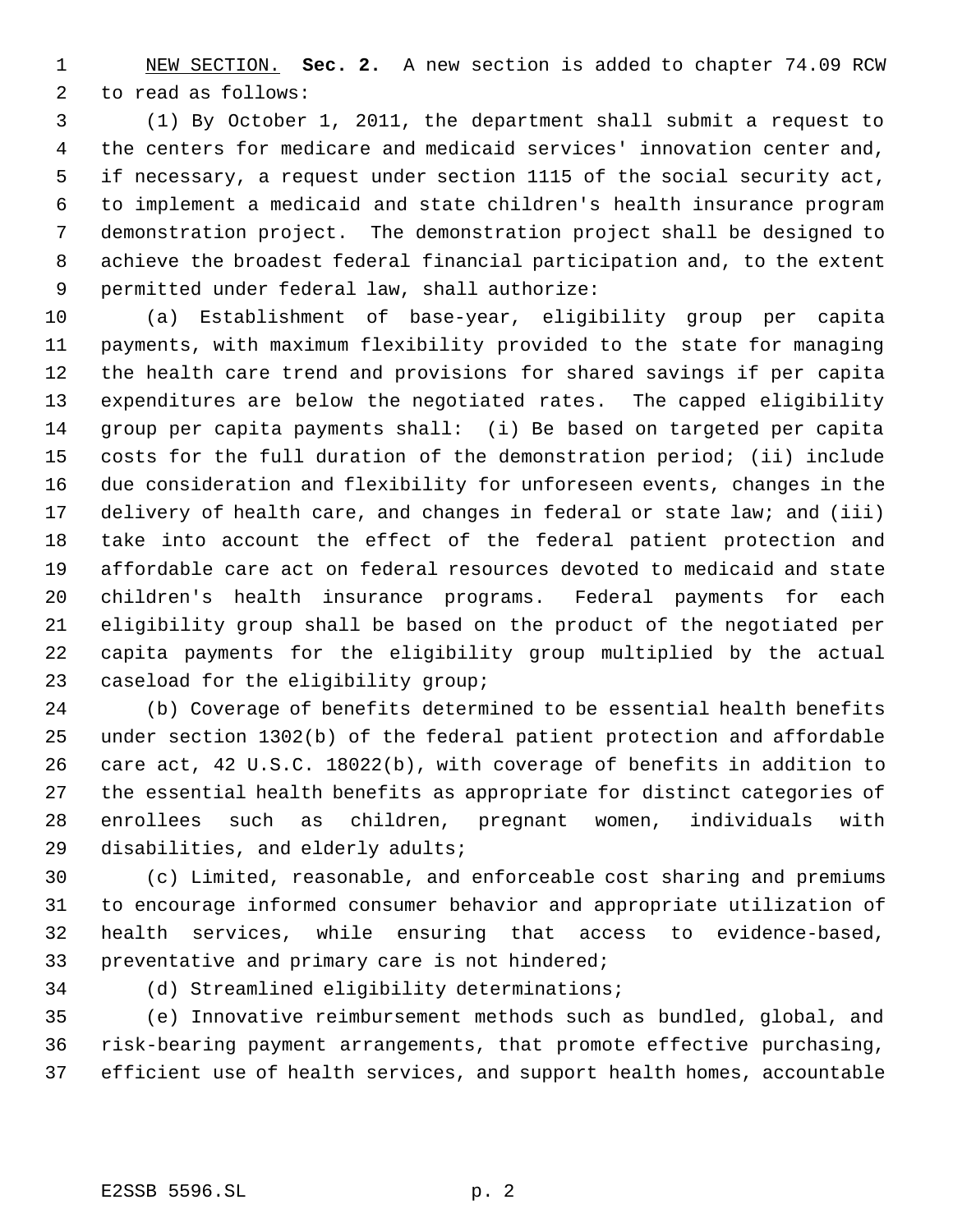NEW SECTION. **Sec. 2.** A new section is added to chapter 74.09 RCW to read as follows:

(1) By October 1, 2011, the department shall submit a request to the centers for medicare and medicaid services' innovation center and, if necessary, a request under section 1115 of the social security act, to implement a medicaid and state children's health insurance program demonstration project. The demonstration project shall be designed to achieve the broadest federal financial participation and, to the extent permitted under federal law, shall authorize:

(a) Establishment of base-year, eligibility group per capita payments, with maximum flexibility provided to the state for managing the health care trend and provisions for shared savings if per capita expenditures are below the negotiated rates. The capped eligibility group per capita payments shall: (i) Be based on targeted per capita costs for the full duration of the demonstration period; (ii) include due consideration and flexibility for unforeseen events, changes in the delivery of health care, and changes in federal or state law; and (iii) take into account the effect of the federal patient protection and affordable care act on federal resources devoted to medicaid and state children's health insurance programs. Federal payments for each eligibility group shall be based on the product of the negotiated per capita payments for the eligibility group multiplied by the actual caseload for the eligibility group;

(b) Coverage of benefits determined to be essential health benefits under section 1302(b) of the federal patient protection and affordable care act, 42 U.S.C. 18022(b), with coverage of benefits in addition to the essential health benefits as appropriate for distinct categories of enrollees such as children, pregnant women, individuals with disabilities, and elderly adults;

(c) Limited, reasonable, and enforceable cost sharing and premiums to encourage informed consumer behavior and appropriate utilization of health services, while ensuring that access to evidence-based, preventative and primary care is not hindered;

(d) Streamlined eligibility determinations;

(e) Innovative reimbursement methods such as bundled, global, and risk-bearing payment arrangements, that promote effective purchasing, efficient use of health services, and support health homes, accountable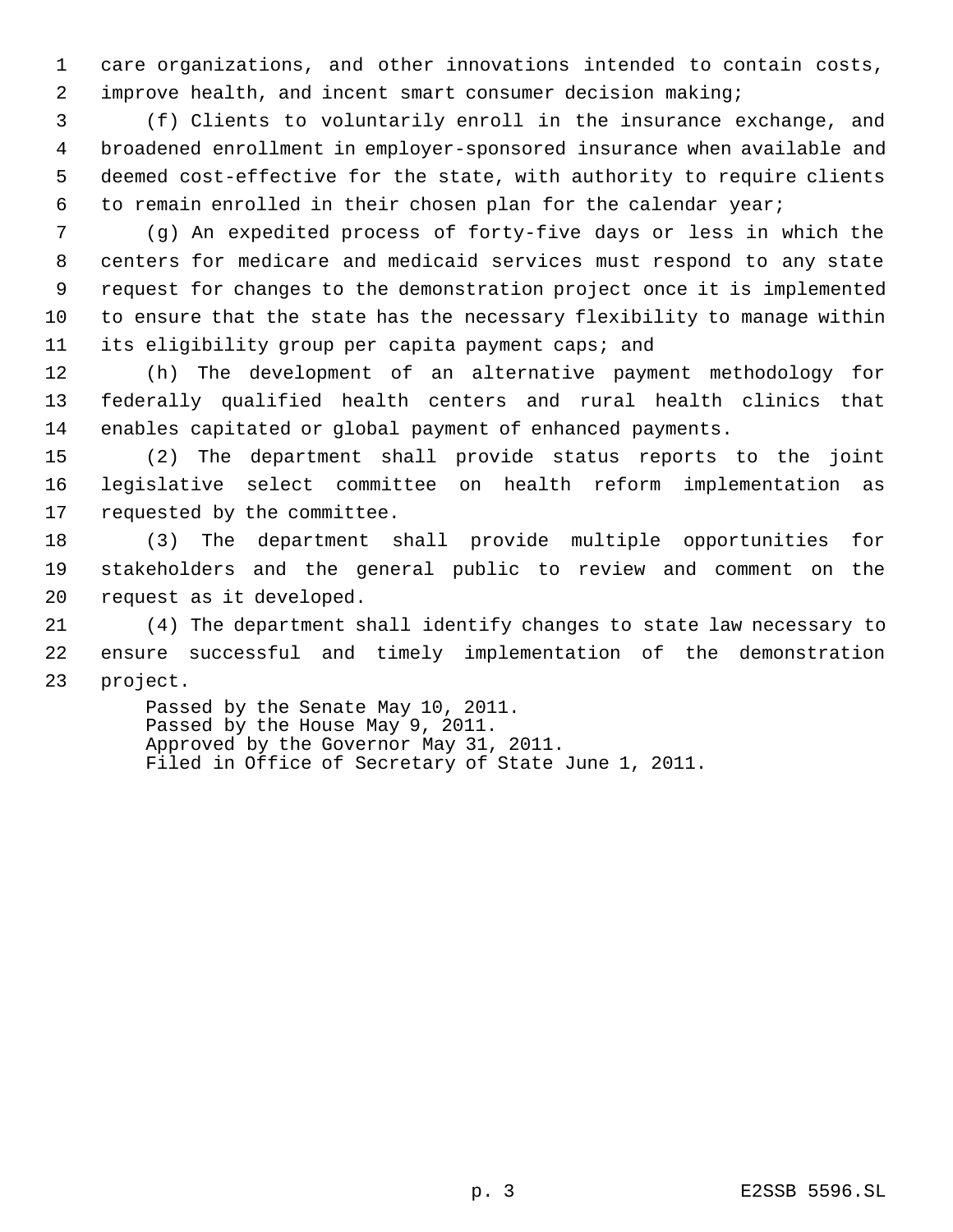care organizations, and other innovations intended to contain costs, improve health, and incent smart consumer decision making;

(f) Clients to voluntarily enroll in the insurance exchange, and broadened enrollment in employer-sponsored insurance when available and deemed cost-effective for the state, with authority to require clients to remain enrolled in their chosen plan for the calendar year;

(g) An expedited process of forty-five days or less in which the centers for medicare and medicaid services must respond to any state request for changes to the demonstration project once it is implemented to ensure that the state has the necessary flexibility to manage within its eligibility group per capita payment caps; and

(h) The development of an alternative payment methodology for federally qualified health centers and rural health clinics that enables capitated or global payment of enhanced payments.

(2) The department shall provide status reports to the joint legislative select committee on health reform implementation as requested by the committee.

(3) The department shall provide multiple opportunities for stakeholders and the general public to review and comment on the request as it developed.

(4) The department shall identify changes to state law necessary to ensure successful and timely implementation of the demonstration project.

Passed by the Senate May 10, 2011.
Passed by the House May 9, 2011.
Approved by the Governor May 31, 2011.
Filed in Office of Secretary of State June 1, 2011.